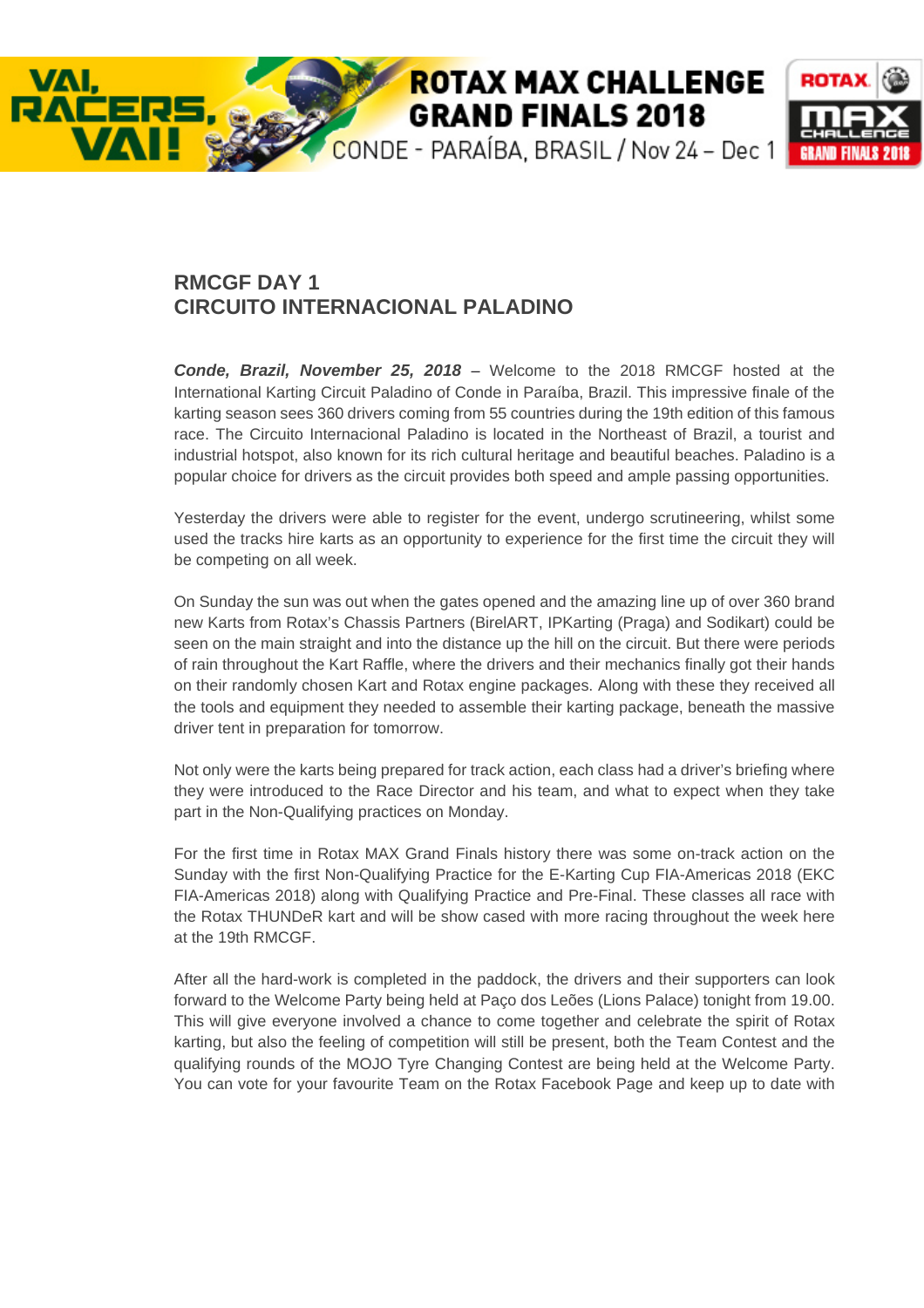## RMCGF DAY 1
## CIRCUITO INTERNACIONAL PALADINO

***Conde, Brazil, November 25, 2018*** – Welcome to the 2018 RMCGF hosted at the International Karting Circuit Paladino of Conde in Paraíba, Brazil. This impressive finale of the karting season sees 360 drivers coming from 55 countries during the 19th edition of this famous race. The Circuito Internacional Paladino is located in the Northeast of Brazil, a tourist and industrial hotspot, also known for its rich cultural heritage and beautiful beaches. Paladino is a popular choice for drivers as the circuit provides both speed and ample passing opportunities.

Yesterday the drivers were able to register for the event, undergo scrutineering, whilst some used the tracks hire karts as an opportunity to experience for the first time the circuit they will be competing on all week.

On Sunday the sun was out when the gates opened and the amazing line up of over 360 brand new Karts from Rotax's Chassis Partners (BirelART, IPKarting (Praga) and Sodikart) could be seen on the main straight and into the distance up the hill on the circuit. But there were periods of rain throughout the Kart Raffle, where the drivers and their mechanics finally got their hands on their randomly chosen Kart and Rotax engine packages. Along with these they received all the tools and equipment they needed to assemble their karting package, beneath the massive driver tent in preparation for tomorrow.

Not only were the karts being prepared for track action, each class had a driver's briefing where they were introduced to the Race Director and his team, and what to expect when they take part in the Non-Qualifying practices on Monday.

For the first time in Rotax MAX Grand Finals history there was some on-track action on the Sunday with the first Non-Qualifying Practice for the E-Karting Cup FIA-Americas 2018 (EKC FIA-Americas 2018) along with Qualifying Practice and Pre-Final. These classes all race with the Rotax THUNDeR kart and will be show cased with more racing throughout the week here at the 19th RMCGF.

After all the hard-work is completed in the paddock, the drivers and their supporters can look forward to the Welcome Party being held at Paço dos Leões (Lions Palace) tonight from 19.00. This will give everyone involved a chance to come together and celebrate the spirit of Rotax karting, but also the feeling of competition will still be present, both the Team Contest and the qualifying rounds of the MOJO Tyre Changing Contest are being held at the Welcome Party. You can vote for your favourite Team on the Rotax Facebook Page and keep up to date with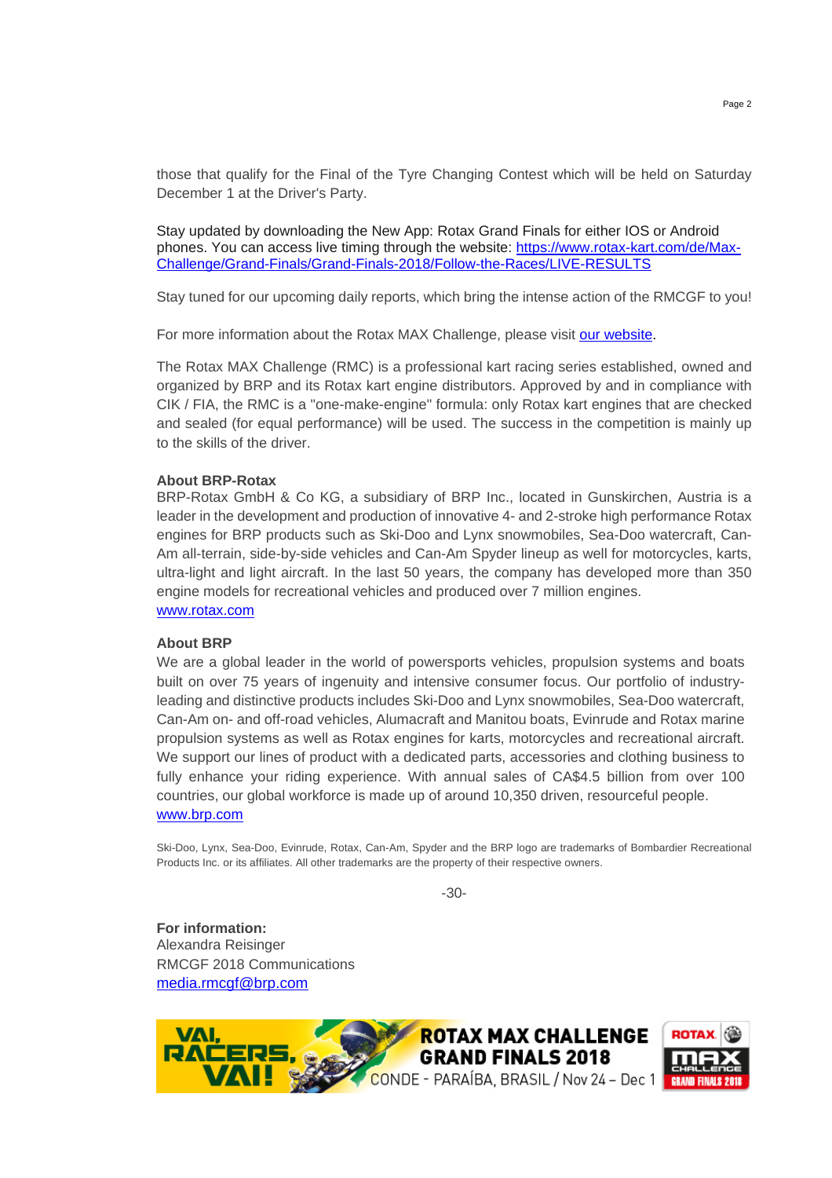those that qualify for the Final of the Tyre Changing Contest which will be held on Saturday December 1 at the Driver's Party.

Stay updated by downloading the New App: Rotax Grand Finals for either IOS or Android phones. You can access live timing through the website: [https://www.rotax-kart.com/de/Max-Challenge/Grand-Finals/Grand-Finals-2018/Follow-the-Races/LIVE-RESULTS](https://www.rotax-kart.com/de/Max-Challenge/Grand-Finals/Grand-Finals-2018/Follow-the-Races/LIVE-RESULTS)

Stay tuned for our upcoming daily reports, which bring the intense action of the RMCGF to you!

For more information about the Rotax MAX Challenge, please visit our website.

The Rotax MAX Challenge (RMC) is a professional kart racing series established, owned and organized by BRP and its Rotax kart engine distributors. Approved by and in compliance with CIK / FIA, the RMC is a "one-make-engine" formula: only Rotax kart engines that are checked and sealed (for equal performance) will be used. The success in the competition is mainly up to the skills of the driver.

**About BRP-Rotax**
BRP-Rotax GmbH & Co KG, a subsidiary of BRP Inc., located in Gunskirchen, Austria is a leader in the development and production of innovative 4- and 2-stroke high performance Rotax engines for BRP products such as Ski-Doo and Lynx snowmobiles, Sea-Doo watercraft, Can-Am all-terrain, side-by-side vehicles and Can-Am Spyder lineup as well for motorcycles, karts, ultra-light and light aircraft. In the last 50 years, the company has developed more than 350 engine models for recreational vehicles and produced over 7 million engines.
www.rotax.com

**About BRP**
We are a global leader in the world of powersports vehicles, propulsion systems and boats built on over 75 years of ingenuity and intensive consumer focus. Our portfolio of industry-leading and distinctive products includes Ski-Doo and Lynx snowmobiles, Sea-Doo watercraft, Can-Am on- and off-road vehicles, Alumacraft and Manitou boats, Evinrude and Rotax marine propulsion systems as well as Rotax engines for karts, motorcycles and recreational aircraft. We support our lines of product with a dedicated parts, accessories and clothing business to fully enhance your riding experience. With annual sales of CA$4.5 billion from over 100 countries, our global workforce is made up of around 10,350 driven, resourceful people.
www.brp.com

Ski-Doo, Lynx, Sea-Doo, Evinrude, Rotax, Can-Am, Spyder and the BRP logo are trademarks of Bombardier Recreational Products Inc. or its affiliates. All other trademarks are the property of their respective owners.

-30-

**For information:**
Alexandra Reisinger
RMCGF 2018 Communications
media.rmcgf@brp.com

VAI, RACERS, VAI! ROTAX MAX CHALLENGE GRAND FINALS 2018
CONDE - PARAÍBA, BRASIL / Nov 24 – Dec 1